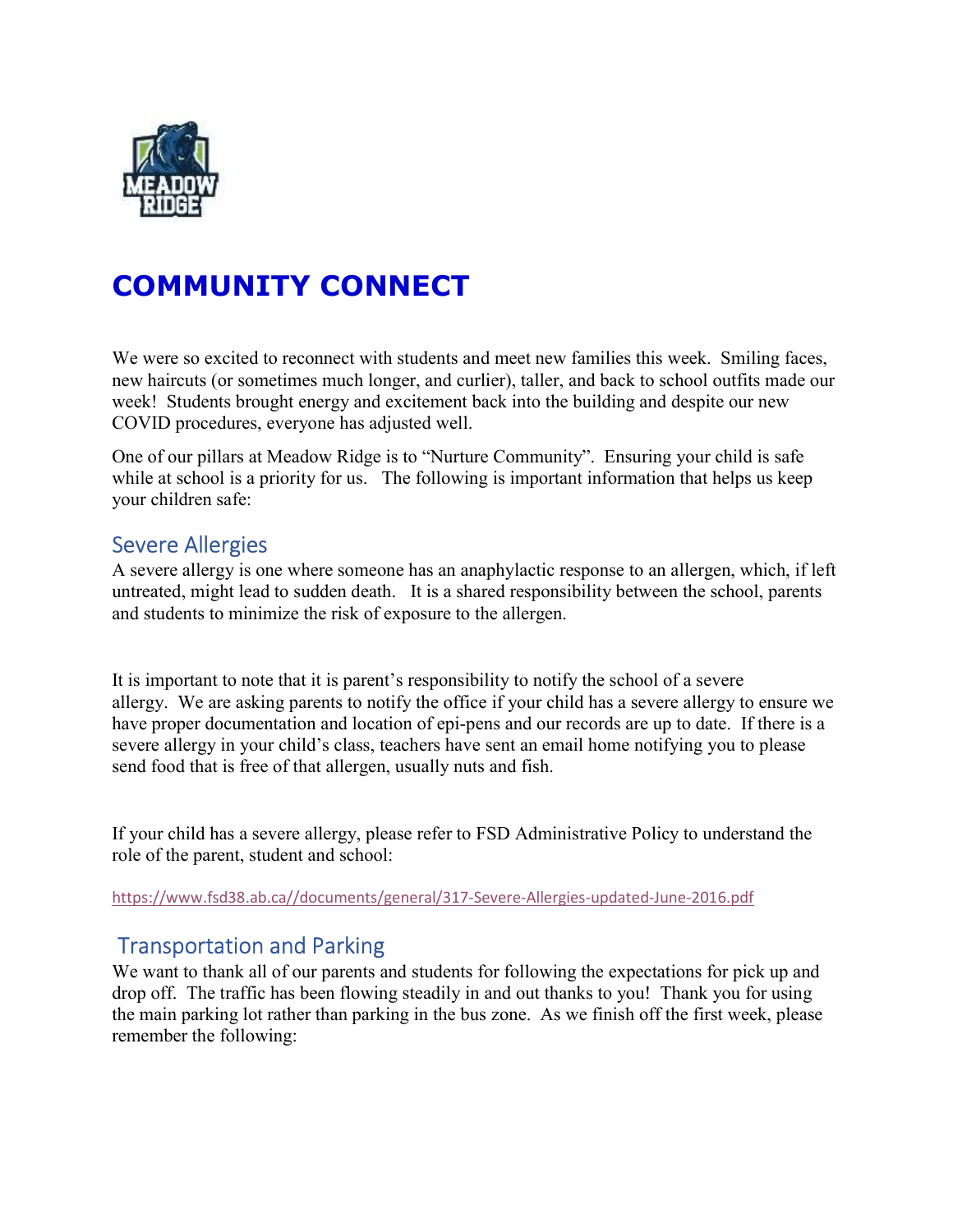# COMMUNITY CONNECT

We were so excited to reconnect with students and meet new families this week. Smiling faces, new haircuts (or sometimes much longer, and curlier), taller, and back to school outfits made our week! Students brought energy and excitement back into the building and despite our new COVID procedures, everyone has adjusted well.

One of our pillars at Meadow Ridge is to "Nurture Community". Ensuring your child is safe while at school is a priority for us. The following is important information that helps us keep your children safe:

## Severe Allergies

A severe allergy is one where someone has an anaphylactic response to an allergen, which, if left untreated, might lead to sudden death. It is a shared responsibility between the school, parents and students to minimize the risk of exposure to the allergen.

It is important to note that it is parent's responsibility to notify the school of a severe allergy. We are asking parents to notify the office if your child has a severe allergy to ensure we have proper documentation and location of epi-pens and our records are up to date. If there is a severe allergy in your child's class, teachers have sent an email home notifying you to please send food that is free of that allergen, usually nuts and fish.

If your child has a severe allergy, please refer to FSD Administrative Policy to understand the role of the parent, student and school:

https://www.fsd38.ab.ca//documents/general/317-Severe-Allergies-updated-June-2016.pdf

## Transportation and Parking

We want to thank all of our parents and students for following the expectations for pick up and drop off. The traffic has been flowing steadily in and out thanks to you! Thank you for using the main parking lot rather than parking in the bus zone. As we finish off the first week, please remember the following: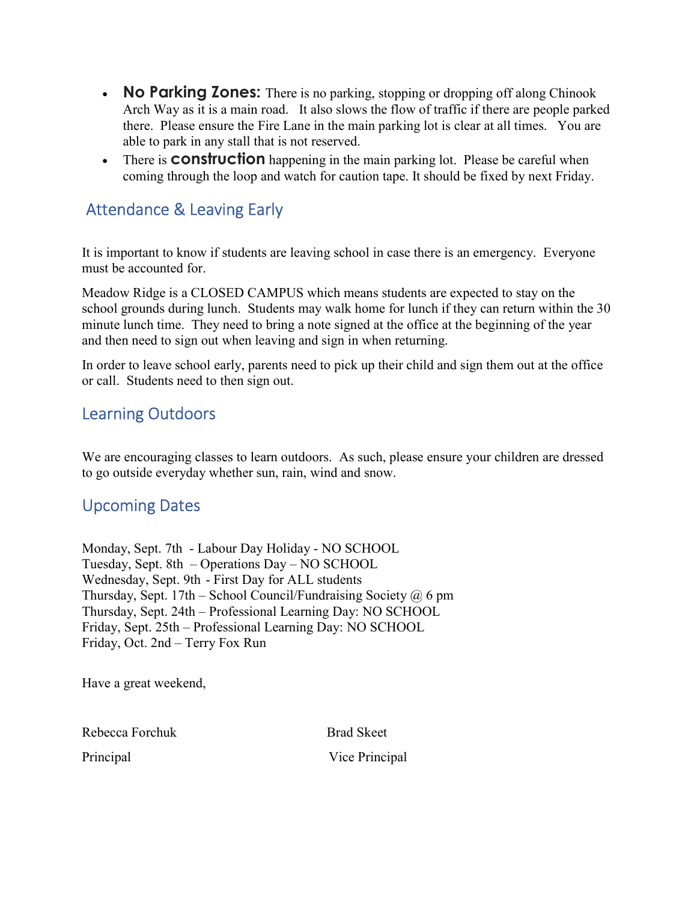- **No Parking Zones:** There is no parking, stopping or dropping off along Chinook Arch Way as it is a main road. It also slows the flow of traffic if there are people parked there. Please ensure the Fire Lane in the main parking lot is clear at all times. You are able to park in any stall that is not reserved.
- There is **construction** happening in the main parking lot. Please be careful when coming through the loop and watch for caution tape. It should be fixed by next Friday.

## Attendance & Leaving Early

It is important to know if students are leaving school in case there is an emergency. Everyone must be accounted for.

Meadow Ridge is a CLOSED CAMPUS which means students are expected to stay on the school grounds during lunch. Students may walk home for lunch if they can return within the 30 minute lunch time. They need to bring a note signed at the office at the beginning of the year and then need to sign out when leaving and sign in when returning.

In order to leave school early, parents need to pick up their child and sign them out at the office or call. Students need to then sign out.

## Learning Outdoors

We are encouraging classes to learn outdoors. As such, please ensure your children are dressed to go outside everyday whether sun, rain, wind and snow.

## Upcoming Dates

Monday, Sept. 7th - Labour Day Holiday - NO SCHOOL
Tuesday, Sept. 8th – Operations Day – NO SCHOOL
Wednesday, Sept. 9th - First Day for ALL students
Thursday, Sept. 17th – School Council/Fundraising Society @ 6 pm
Thursday, Sept. 24th – Professional Learning Day: NO SCHOOL
Friday, Sept. 25th – Professional Learning Day: NO SCHOOL
Friday, Oct. 2nd – Terry Fox Run

Have a great weekend,

Rebecca Forchuk
Principal

Brad Skeet
Vice Principal